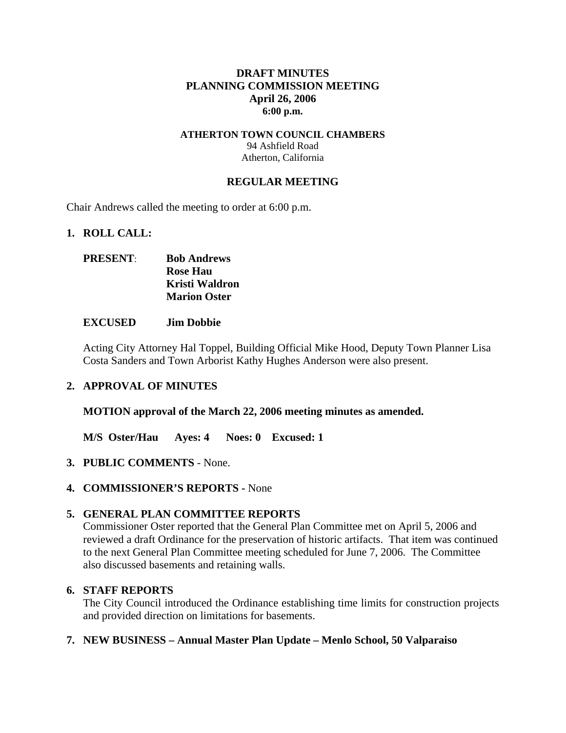# DRAFT MINUTES
# PLANNING COMMISSION MEETING
## April 26, 2006
### 6:00 p.m.

**ATHERTON TOWN COUNCIL CHAMBERS**
94 Ashfield Road
Atherton, California

## REGULAR MEETING

Chair Andrews called the meeting to order at 6:00 p.m.

**1. ROLL CALL:**

**PRESENT**: **Bob Andrews**
**Rose Hau**
**Kristi Waldron**
**Marion Oster**

**EXCUSED** **Jim Dobbie**

Acting City Attorney Hal Toppel, Building Official Mike Hood, Deputy Town Planner Lisa Costa Sanders and Town Arborist Kathy Hughes Anderson were also present.

**2. APPROVAL OF MINUTES**

**MOTION approval of the March 22, 2006 meeting minutes as amended.**

**M/S Oster/Hau Ayes: 4 Noes: 0 Excused: 1**

**3. PUBLIC COMMENTS** - None.

**4. COMMISSIONER'S REPORTS -** None

**5. GENERAL PLAN COMMITTEE REPORTS**
Commissioner Oster reported that the General Plan Committee met on April 5, 2006 and reviewed a draft Ordinance for the preservation of historic artifacts. That item was continued to the next General Plan Committee meeting scheduled for June 7, 2006. The Committee also discussed basements and retaining walls.

**6. STAFF REPORTS**
The City Council introduced the Ordinance establishing time limits for construction projects and provided direction on limitations for basements.

**7. NEW BUSINESS – Annual Master Plan Update – Menlo School, 50 Valparaiso**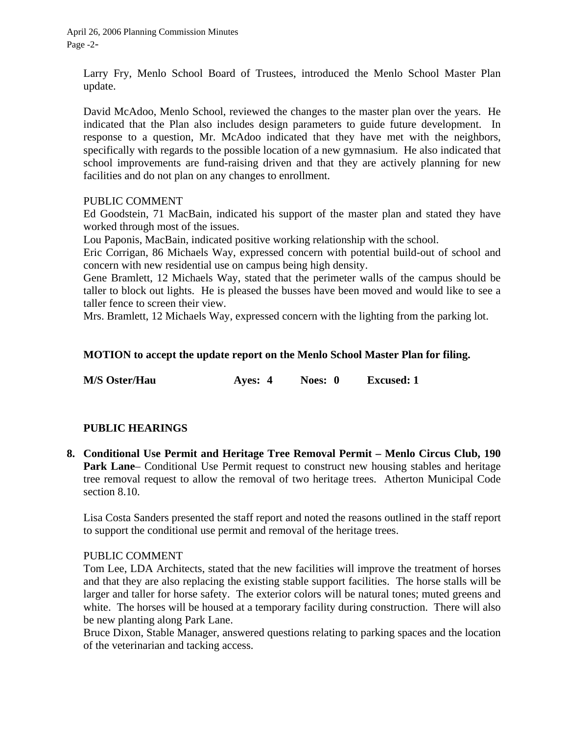Larry Fry, Menlo School Board of Trustees, introduced the Menlo School Master Plan update.

David McAdoo, Menlo School, reviewed the changes to the master plan over the years. He indicated that the Plan also includes design parameters to guide future development. In response to a question, Mr. McAdoo indicated that they have met with the neighbors, specifically with regards to the possible location of a new gymnasium. He also indicated that school improvements are fund-raising driven and that they are actively planning for new facilities and do not plan on any changes to enrollment.

PUBLIC COMMENT

Ed Goodstein, 71 MacBain, indicated his support of the master plan and stated they have worked through most of the issues.

Lou Paponis, MacBain, indicated positive working relationship with the school.

Eric Corrigan, 86 Michaels Way, expressed concern with potential build-out of school and concern with new residential use on campus being high density.

Gene Bramlett, 12 Michaels Way, stated that the perimeter walls of the campus should be taller to block out lights. He is pleased the busses have been moved and would like to see a taller fence to screen their view.

Mrs. Bramlett, 12 Michaels Way, expressed concern with the lighting from the parking lot.

**MOTION to accept the update report on the Menlo School Master Plan for filing.**

**M/S Oster/Hau　　　　Ayes: 4　　Noes: 0　　Excused: 1**

## PUBLIC HEARINGS

**8. Conditional Use Permit and Heritage Tree Removal Permit – Menlo Circus Club, 190 Park Lane**– Conditional Use Permit request to construct new housing stables and heritage tree removal request to allow the removal of two heritage trees. Atherton Municipal Code section 8.10.

Lisa Costa Sanders presented the staff report and noted the reasons outlined in the staff report to support the conditional use permit and removal of the heritage trees.

PUBLIC COMMENT

Tom Lee, LDA Architects, stated that the new facilities will improve the treatment of horses and that they are also replacing the existing stable support facilities. The horse stalls will be larger and taller for horse safety. The exterior colors will be natural tones; muted greens and white. The horses will be housed at a temporary facility during construction. There will also be new planting along Park Lane.

Bruce Dixon, Stable Manager, answered questions relating to parking spaces and the location of the veterinarian and tacking access.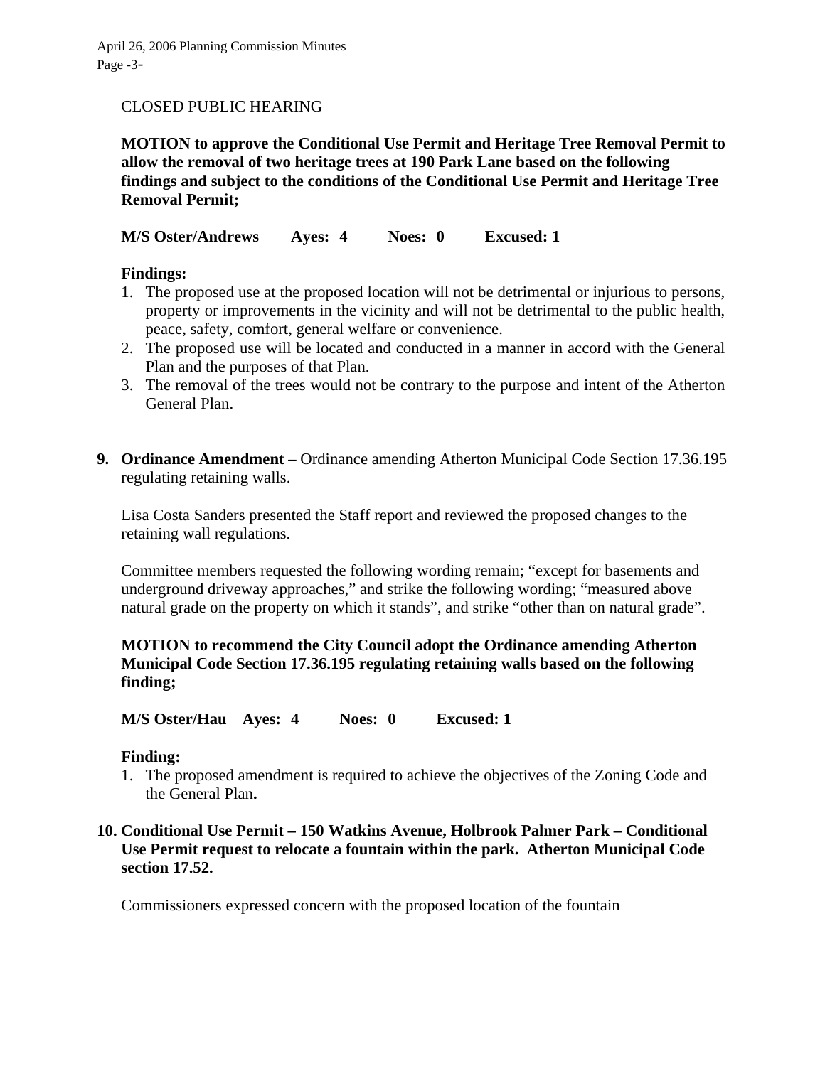CLOSED PUBLIC HEARING

**MOTION to approve the Conditional Use Permit and Heritage Tree Removal Permit to allow the removal of two heritage trees at 190 Park Lane based on the following findings and subject to the conditions of the Conditional Use Permit and Heritage Tree Removal Permit;**

**M/S Oster/Andrews Ayes: 4 Noes: 0 Excused: 1**

**Findings:**

1. The proposed use at the proposed location will not be detrimental or injurious to persons, property or improvements in the vicinity and will not be detrimental to the public health, peace, safety, comfort, general welfare or convenience.
2. The proposed use will be located and conducted in a manner in accord with the General Plan and the purposes of that Plan.
3. The removal of the trees would not be contrary to the purpose and intent of the Atherton General Plan.

**9. Ordinance Amendment –** Ordinance amending Atherton Municipal Code Section 17.36.195 regulating retaining walls.

Lisa Costa Sanders presented the Staff report and reviewed the proposed changes to the retaining wall regulations.

Committee members requested the following wording remain; "except for basements and underground driveway approaches," and strike the following wording; "measured above natural grade on the property on which it stands", and strike "other than on natural grade".

**MOTION to recommend the City Council adopt the Ordinance amending Atherton Municipal Code Section 17.36.195 regulating retaining walls based on the following finding;**

**M/S Oster/Hau Ayes: 4 Noes: 0 Excused: 1**

**Finding:**

1. The proposed amendment is required to achieve the objectives of the Zoning Code and the General Plan**.**

**10. Conditional Use Permit – 150 Watkins Avenue, Holbrook Palmer Park – Conditional Use Permit request to relocate a fountain within the park. Atherton Municipal Code section 17.52.**

Commissioners expressed concern with the proposed location of the fountain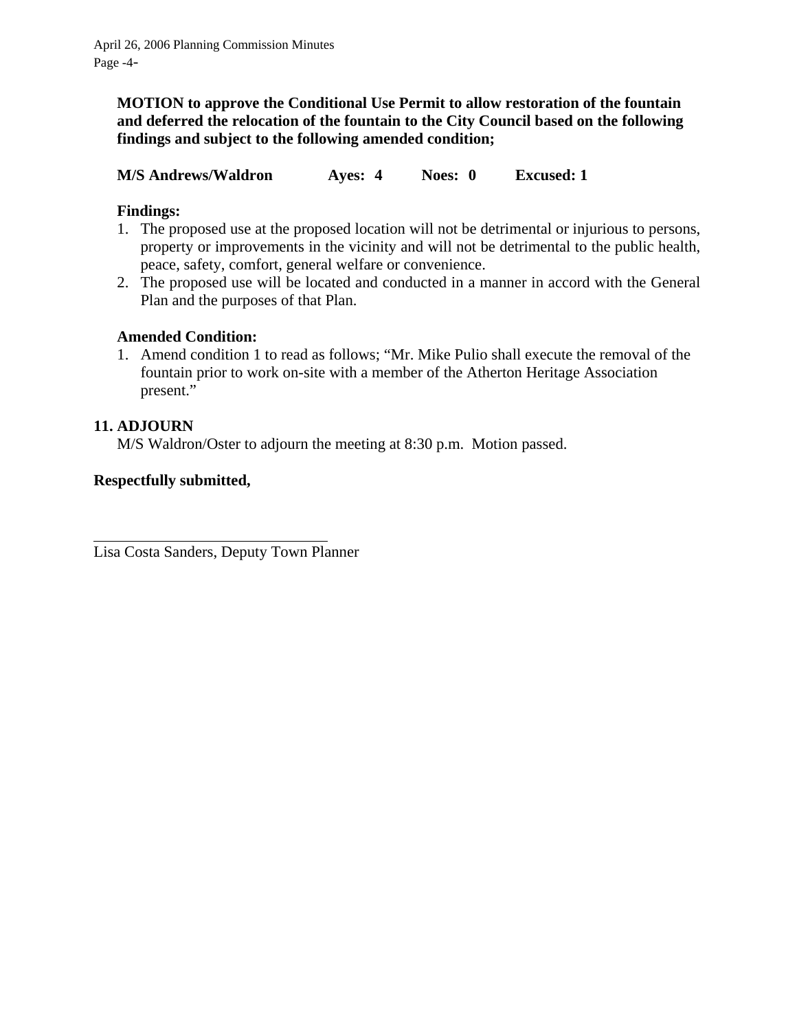**MOTION to approve the Conditional Use Permit to allow restoration of the fountain and deferred the relocation of the fountain to the City Council based on the following findings and subject to the following amended condition;**

**M/S Andrews/Waldron Ayes: 4 Noes: 0 Excused: 1**

**Findings:**

1. The proposed use at the proposed location will not be detrimental or injurious to persons, property or improvements in the vicinity and will not be detrimental to the public health, peace, safety, comfort, general welfare or convenience.
2. The proposed use will be located and conducted in a manner in accord with the General Plan and the purposes of that Plan.

**Amended Condition:**

1. Amend condition 1 to read as follows; "Mr. Mike Pulio shall execute the removal of the fountain prior to work on-site with a member of the Atherton Heritage Association present."

## 11. ADJOURN

M/S Waldron/Oster to adjourn the meeting at 8:30 p.m. Motion passed.

**Respectfully submitted,**

_______________________________

Lisa Costa Sanders, Deputy Town Planner